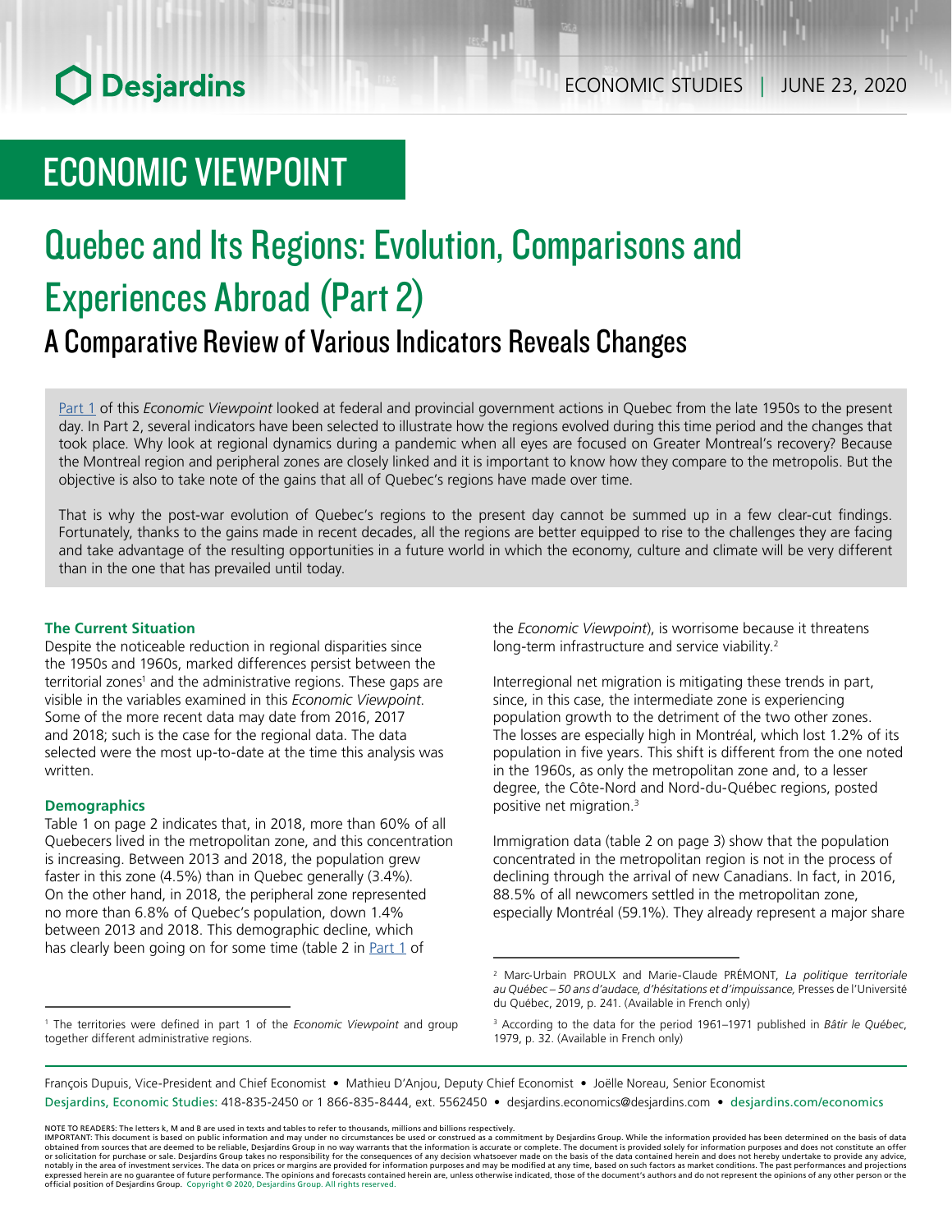# ECONOMIC VIEWPOINT

# Quebec and Its Regions: Evolution, Comparisons and Experiences Abroad (Part 2)

## A Comparative Review of Various Indicators Reveals Changes

Part 1 of this *Economic Viewpoint* looked at federal and provincial government actions in Quebec from the late 1950s to the present day. In Part 2, several indicators have been selected to illustrate how the regions evolved during this time period and the changes that took place. Why look at regional dynamics during a pandemic when all eyes are focused on Greater Montreal's recovery? Because the Montreal region and peripheral zones are closely linked and it is important to know how they compare to the metropolis. But the objective is also to take note of the gains that all of Quebec's regions have made over time.

That is why the post-war evolution of Quebec's regions to the present day cannot be summed up in a few clear-cut findings. Fortunately, thanks to the gains made in recent decades, all the regions are better equipped to rise to the challenges they are facing and take advantage of the resulting opportunities in a future world in which the economy, culture and climate will be very different than in the one that has prevailed until today.

**The Current Situation**

Despite the noticeable reduction in regional disparities since the 1950s and 1960s, marked differences persist between the territorial zones[1] and the administrative regions. These gaps are visible in the variables examined in this *Economic Viewpoint*. Some of the more recent data may date from 2016, 2017 and 2018; such is the case for the regional data. The data selected were the most up-to-date at the time this analysis was written.

**Demographics**

Table 1 on page 2 indicates that, in 2018, more than 60% of all Quebecers lived in the metropolitan zone, and this concentration is increasing. Between 2013 and 2018, the population grew faster in this zone (4.5%) than in Quebec generally (3.4%). On the other hand, in 2018, the peripheral zone represented no more than 6.8% of Quebec's population, down 1.4% between 2013 and 2018. This demographic decline, which has clearly been going on for some time (table 2 in Part 1 of the *Economic Viewpoint*), is worrisome because it threatens long-term infrastructure and service viability.[2]

Interregional net migration is mitigating these trends in part, since, in this case, the intermediate zone is experiencing population growth to the detriment of the two other zones. The losses are especially high in Montréal, which lost 1.2% of its population in five years. This shift is different from the one noted in the 1960s, as only the metropolitan zone and, to a lesser degree, the Côte-Nord and Nord-du-Québec regions, posted positive net migration.[3]

Immigration data (table 2 on page 3) show that the population concentrated in the metropolitan region is not in the process of declining through the arrival of new Canadians. In fact, in 2016, 88.5% of all newcomers settled in the metropolitan zone, especially Montréal (59.1%). They already represent a major share

---

[1] The territories were defined in part 1 of the *Economic Viewpoint* and group together different administrative regions.

[2] Marc-Urbain PROULX and Marie-Claude PRÉMONT, *La politique territoriale au Québec – 50 ans d'audace, d'hésitations et d'impuissance*, Presses de l'Université du Québec, 2019, p. 241. (Available in French only)

[3] According to the data for the period 1961–1971 published in *Bâtir le Québec*, 1979, p. 32. (Available in French only)

François Dupuis, Vice-President and Chief Economist • Mathieu D'Anjou, Deputy Chief Economist • Joëlle Noreau, Senior Economist
Desjardins, Economic Studies: 418-835-2450 or 1 866-835-8444, ext. 5562450 • desjardins.economics@desjardins.com • desjardins.com/economics

NOTE TO READERS: The letters k, M and B are used in texts and tables to refer to thousands, millions and billions respectively.
IMPORTANT: This document is based on public information and may under no circumstances be used or construed as a commitment by Desjardins Group. While the information provided has been determined on the basis of data obtained from sources that are deemed to be reliable, Desjardins Group in no way warrants that the information is accurate or complete. The document is provided solely for information purposes and does not constitute an offer or solicitation for purchase or sale. Desjardins Group takes no responsibility for the consequences of any decision whatsoever made on the basis of the data contained herein and does not hereby undertake to provide any advice, notably in the area of investment services. The data on prices or margins are provided for information purposes and may be modified at any time, based on such factors as market conditions. The past performances and projections expressed herein are no guarantee of future performance. The opinions and forecasts contained herein are, unless otherwise indicated, those of the document's authors and do not represent the opinions of any other person or the official position of Desjardins Group. Copyright © 2020, Desjardins Group. All rights reserved.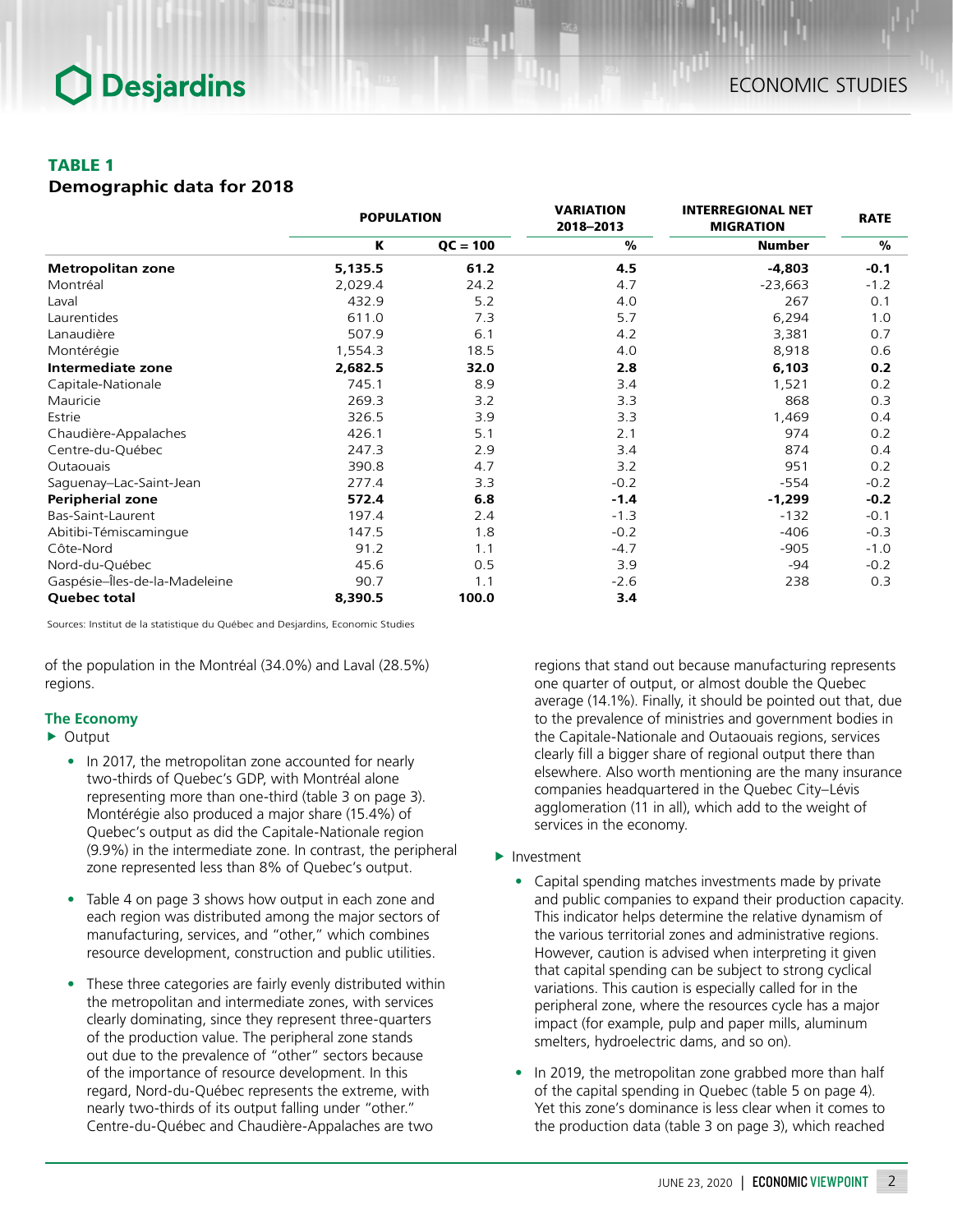### TABLE 1
**Demographic data for 2018**

| | POPULATION | | VARIATION 2018–2013 | INTERREGIONAL NET MIGRATION | RATE |
|---|---|---|---|---|---|
| | K | QC = 100 | % | Number | % |
| **Metropolitan zone** | **5,135.5** | **61.2** | **4.5** | **-4,803** | **-0.1** |
| Montréal | 2,029.4 | 24.2 | 4.7 | -23,663 | -1.2 |
| Laval | 432.9 | 5.2 | 4.0 | 267 | 0.1 |
| Laurentides | 611.0 | 7.3 | 5.7 | 6,294 | 1.0 |
| Lanaudière | 507.9 | 6.1 | 4.2 | 3,381 | 0.7 |
| Montérégie | 1,554.3 | 18.5 | 4.0 | 8,918 | 0.6 |
| **Intermediate zone** | **2,682.5** | **32.0** | **2.8** | **6,103** | **0.2** |
| Capitale-Nationale | 745.1 | 8.9 | 3.4 | 1,521 | 0.2 |
| Mauricie | 269.3 | 3.2 | 3.3 | 868 | 0.3 |
| Estrie | 326.5 | 3.9 | 3.3 | 1,469 | 0.4 |
| Chaudière-Appalaches | 426.1 | 5.1 | 2.1 | 974 | 0.2 |
| Centre-du-Québec | 247.3 | 2.9 | 3.4 | 874 | 0.4 |
| Outaouais | 390.8 | 4.7 | 3.2 | 951 | 0.2 |
| Saguenay–Lac-Saint-Jean | 277.4 | 3.3 | -0.2 | -554 | -0.2 |
| **Peripherial zone** | **572.4** | **6.8** | **-1.4** | **-1,299** | **-0.2** |
| Bas-Saint-Laurent | 197.4 | 2.4 | -1.3 | -132 | -0.1 |
| Abitibi-Témiscamingue | 147.5 | 1.8 | -0.2 | -406 | -0.3 |
| Côte-Nord | 91.2 | 1.1 | -4.7 | -905 | -1.0 |
| Nord-du-Québec | 45.6 | 0.5 | 3.9 | -94 | -0.2 |
| Gaspésie–Îles-de-la-Madeleine | 90.7 | 1.1 | -2.6 | 238 | 0.3 |
| **Quebec total** | **8,390.5** | **100.0** | **3.4** | | |

Sources: Institut de la statistique du Québec and Desjardins, Economic Studies

of the population in the Montréal (34.0%) and Laval (28.5%) regions.

#### The Economy

- Output
  - In 2017, the metropolitan zone accounted for nearly two-thirds of Quebec's GDP, with Montréal alone representing more than one-third (table 3 on page 3). Montérégie also produced a major share (15.4%) of Quebec's output as did the Capitale-Nationale region (9.9%) in the intermediate zone. In contrast, the peripheral zone represented less than 8% of Quebec's output.
  - Table 4 on page 3 shows how output in each zone and each region was distributed among the major sectors of manufacturing, services, and "other," which combines resource development, construction and public utilities.
  - These three categories are fairly evenly distributed within the metropolitan and intermediate zones, with services clearly dominating, since they represent three-quarters of the production value. The peripheral zone stands out due to the prevalence of "other" sectors because of the importance of resource development. In this regard, Nord-du-Québec represents the extreme, with nearly two-thirds of its output falling under "other." Centre-du-Québec and Chaudière-Appalaches are two regions that stand out because manufacturing represents one quarter of output, or almost double the Quebec average (14.1%). Finally, it should be pointed out that, due to the prevalence of ministries and government bodies in the Capitale-Nationale and Outaouais regions, services clearly fill a bigger share of regional output there than elsewhere. Also worth mentioning are the many insurance companies headquartered in the Quebec City–Lévis agglomeration (11 in all), which add to the weight of services in the economy.

- Investment
  - Capital spending matches investments made by private and public companies to expand their production capacity. This indicator helps determine the relative dynamism of the various territorial zones and administrative regions. However, caution is advised when interpreting it given that capital spending can be subject to strong cyclical variations. This caution is especially called for in the peripheral zone, where the resources cycle has a major impact (for example, pulp and paper mills, aluminum smelters, hydroelectric dams, and so on).
  - In 2019, the metropolitan zone grabbed more than half of the capital spending in Quebec (table 5 on page 4). Yet this zone's dominance is less clear when it comes to the production data (table 3 on page 3), which reached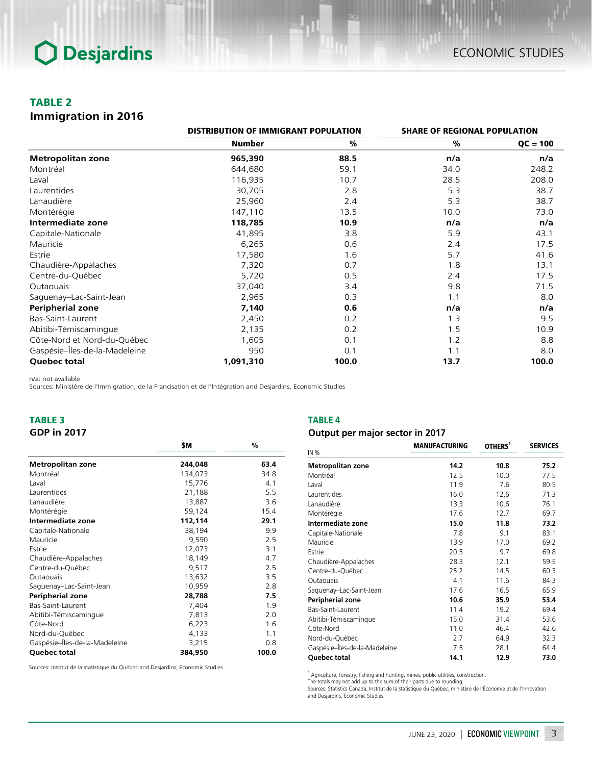## TABLE 2
### Immigration in 2016

| | DISTRIBUTION OF IMMIGRANT POPULATION | | SHARE OF REGIONAL POPULATION | |
|---|---|---|---|---|
| | Number | % | % | QC = 100 |
| **Metropolitan zone** | **965,390** | **88.5** | **n/a** | **n/a** |
| Montréal | 644,680 | 59.1 | 34.0 | 248.2 |
| Laval | 116,935 | 10.7 | 28.5 | 208.0 |
| Laurentides | 30,705 | 2.8 | 5.3 | 38.7 |
| Lanaudière | 25,960 | 2.4 | 5.3 | 38.7 |
| Montérégie | 147,110 | 13.5 | 10.0 | 73.0 |
| **Intermediate zone** | **118,785** | **10.9** | **n/a** | **n/a** |
| Capitale-Nationale | 41,895 | 3.8 | 5.9 | 43.1 |
| Mauricie | 6,265 | 0.6 | 2.4 | 17.5 |
| Estrie | 17,580 | 1.6 | 5.7 | 41.6 |
| Chaudière-Appalaches | 7,320 | 0.7 | 1.8 | 13.1 |
| Centre-du-Québec | 5,720 | 0.5 | 2.4 | 17.5 |
| Outaouais | 37,040 | 3.4 | 9.8 | 71.5 |
| Saguenay–Lac-Saint-Jean | 2,965 | 0.3 | 1.1 | 8.0 |
| **Peripherial zone** | **7,140** | **0.6** | **n/a** | **n/a** |
| Bas-Saint-Laurent | 2,450 | 0.2 | 1.3 | 9.5 |
| Abitibi-Témiscamingue | 2,135 | 0.2 | 1.5 | 10.9 |
| Côte-Nord et Nord-du-Québec | 1,605 | 0.1 | 1.2 | 8.8 |
| Gaspésie–Îles-de-la-Madeleine | 950 | 0.1 | 1.1 | 8.0 |
| **Quebec total** | **1,091,310** | **100.0** | **13.7** | **100.0** |

n/a: not available
Sources: Ministère de l'Immigration, de la Francisation et de l'Intégration and Desjardins, Economic Studies

## TABLE 3
### GDP in 2017

| | $M | % |
|---|---|---|
| **Metropolitan zone** | **244,048** | **63.4** |
| Montréal | 134,073 | 34.8 |
| Laval | 15,776 | 4.1 |
| Laurentides | 21,188 | 5.5 |
| Lanaudière | 13,887 | 3.6 |
| Montérégie | 59,124 | 15.4 |
| **Intermediate zone** | **112,114** | **29.1** |
| Capitale-Nationale | 38,194 | 9.9 |
| Mauricie | 9,590 | 2.5 |
| Estrie | 12,073 | 3.1 |
| Chaudière-Appalaches | 18,149 | 4.7 |
| Centre-du-Québec | 9,517 | 2.5 |
| Outaouais | 13,632 | 3.5 |
| Saguenay–Lac-Saint-Jean | 10,959 | 2.8 |
| **Peripherial zone** | **28,788** | **7.5** |
| Bas-Saint-Laurent | 7,404 | 1.9 |
| Abitibi-Témiscamingue | 7,813 | 2.0 |
| Côte-Nord | 6,223 | 1.6 |
| Nord-du-Québec | 4,133 | 1.1 |
| Gaspésie–Îles-de-la-Madeleine | 3,215 | 0.8 |
| **Quebec total** | **384,950** | **100.0** |

Sources: Institut de la statistique du Québec and Desjardins, Economic Studies

## TABLE 4
### Output per major sector in 2017

| IN % | MANUFACTURING | OTHERS[1] | SERVICES |
|---|---|---|---|
| **Metropolitan zone** | **14.2** | **10.8** | **75.2** |
| Montréal | 12.5 | 10.0 | 77.5 |
| Laval | 11.9 | 7.6 | 80.5 |
| Laurentides | 16.0 | 12.6 | 71.3 |
| Lanaudière | 13.3 | 10.6 | 76.1 |
| Montérégie | 17.6 | 12.7 | 69.7 |
| **Intermediate zone** | **15.0** | **11.8** | **73.2** |
| Capitale-Nationale | 7.8 | 9.1 | 83.1 |
| Mauricie | 13.9 | 17.0 | 69.2 |
| Estrie | 20.5 | 9.7 | 69.8 |
| Chaudière-Appalaches | 28.3 | 12.1 | 59.5 |
| Centre-du-Québec | 25.2 | 14.5 | 60.3 |
| Outaouais | 4.1 | 11.6 | 84.3 |
| Saguenay–Lac-Saint-Jean | 17.6 | 16.5 | 65.9 |
| **Peripherial zone** | **10.6** | **35.9** | **53.4** |
| Bas-Saint-Laurent | 11.4 | 19.2 | 69.4 |
| Abitibi-Témiscamingue | 15.0 | 31.4 | 53.6 |
| Côte-Nord | 11.0 | 46.4 | 42.6 |
| Nord-du-Québec | 2.7 | 64.9 | 32.3 |
| Gaspésie–Îles-de-la-Madeleine | 7.5 | 28.1 | 64.4 |
| **Quebec total** | **14.1** | **12.9** | **73.0** |

[1] Agriculture, forestry, fishing and hunting, mines, public utilities, construction.
The totals may not add up to the sum of their parts due to rounding.
Sources: Statistics Canada, Institut de la statistique du Québec, ministère de l'Économie et de l'Innovation and Desjardins, Economic Studies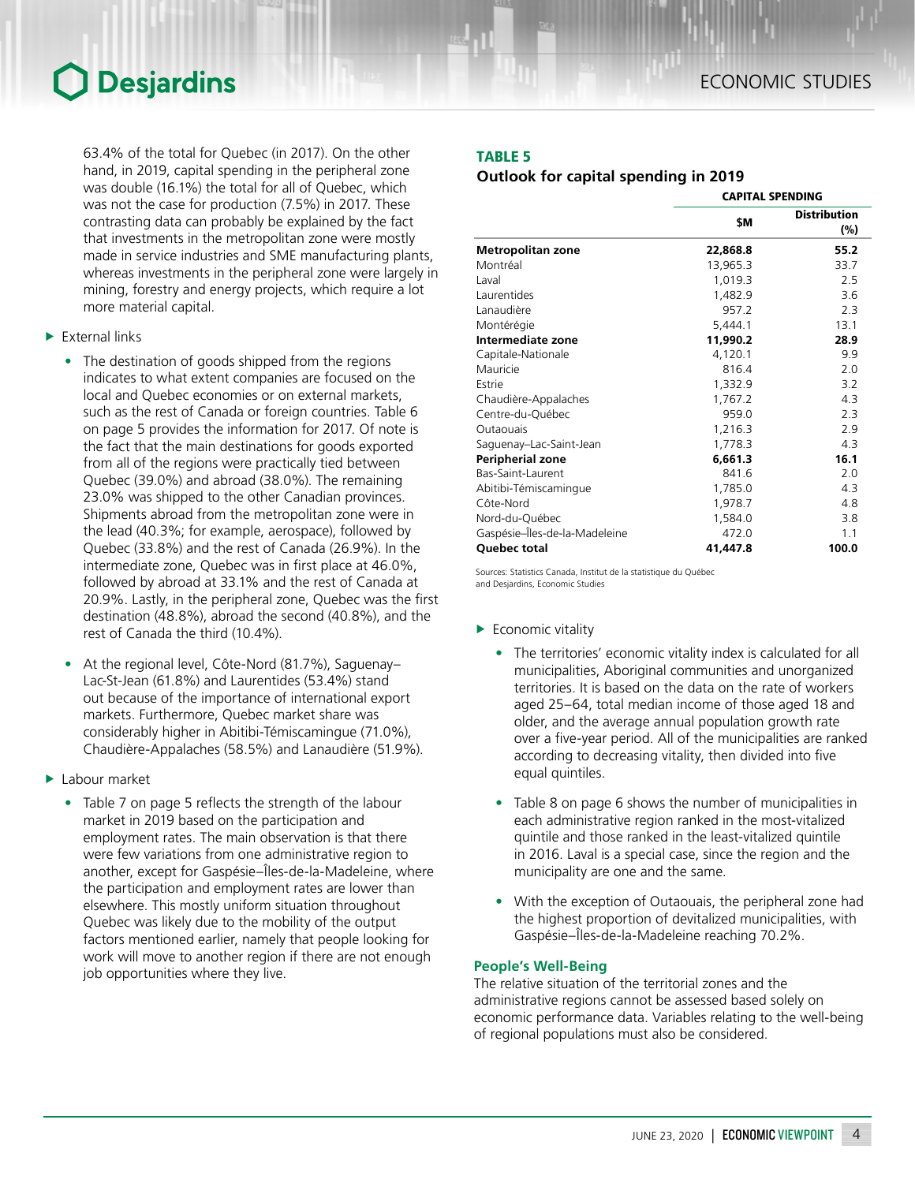63.4% of the total for Quebec (in 2017). On the other hand, in 2019, capital spending in the peripheral zone was double (16.1%) the total for all of Quebec, which was not the case for production (7.5%) in 2017. These contrasting data can probably be explained by the fact that investments in the metropolitan zone were mostly made in service industries and SME manufacturing plants, whereas investments in the peripheral zone were largely in mining, forestry and energy projects, which require a lot more material capital.

- External links
  - The destination of goods shipped from the regions indicates to what extent companies are focused on the local and Quebec economies or on external markets, such as the rest of Canada or foreign countries. Table 6 on page 5 provides the information for 2017. Of note is the fact that the main destinations for goods exported from all of the regions were practically tied between Quebec (39.0%) and abroad (38.0%). The remaining 23.0% was shipped to the other Canadian provinces. Shipments abroad from the metropolitan zone were in the lead (40.3%; for example, aerospace), followed by Quebec (33.8%) and the rest of Canada (26.9%). In the intermediate zone, Quebec was in first place at 46.0%, followed by abroad at 33.1% and the rest of Canada at 20.9%. Lastly, in the peripheral zone, Quebec was the first destination (48.8%), abroad the second (40.8%), and the rest of Canada the third (10.4%).
  - At the regional level, Côte-Nord (81.7%), Saguenay–Lac-St-Jean (61.8%) and Laurentides (53.4%) stand out because of the importance of international export markets. Furthermore, Quebec market share was considerably higher in Abitibi-Témiscamingue (71.0%), Chaudière-Appalaches (58.5%) and Lanaudière (51.9%).
- Labour market
  - Table 7 on page 5 reflects the strength of the labour market in 2019 based on the participation and employment rates. The main observation is that there were few variations from one administrative region to another, except for Gaspésie–Îles-de-la-Madeleine, where the participation and employment rates are lower than elsewhere. This mostly uniform situation throughout Quebec was likely due to the mobility of the output factors mentioned earlier, namely that people looking for work will move to another region if there are not enough job opportunities where they live.

**TABLE 5**
**Outlook for capital spending in 2019**

| | CAPITAL SPENDING | |
|---|---|---|
| | **$M** | **Distribution (%)** |
| **Metropolitan zone** | **22,868.8** | **55.2** |
| Montréal | 13,965.3 | 33.7 |
| Laval | 1,019.3 | 2.5 |
| Laurentides | 1,482.9 | 3.6 |
| Lanaudière | 957.2 | 2.3 |
| Montérégie | 5,444.1 | 13.1 |
| **Intermediate zone** | **11,990.2** | **28.9** |
| Capitale-Nationale | 4,120.1 | 9.9 |
| Mauricie | 816.4 | 2.0 |
| Estrie | 1,332.9 | 3.2 |
| Chaudière-Appalaches | 1,767.2 | 4.3 |
| Centre-du-Québec | 959.0 | 2.3 |
| Outaouais | 1,216.3 | 2.9 |
| Saguenay–Lac-Saint-Jean | 1,778.3 | 4.3 |
| **Peripherial zone** | **6,661.3** | **16.1** |
| Bas-Saint-Laurent | 841.6 | 2.0 |
| Abitibi-Témiscamingue | 1,785.0 | 4.3 |
| Côte-Nord | 1,978.7 | 4.8 |
| Nord-du-Québec | 1,584.0 | 3.8 |
| Gaspésie–Îles-de-la-Madeleine | 472.0 | 1.1 |
| **Quebec total** | **41,447.8** | **100.0** |

Sources: Statistics Canada, Institut de la statistique du Québec and Desjardins, Economic Studies

- Economic vitality
  - The territories' economic vitality index is calculated for all municipalities, Aboriginal communities and unorganized territories. It is based on the data on the rate of workers aged 25–64, total median income of those aged 18 and older, and the average annual population growth rate over a five-year period. All of the municipalities are ranked according to decreasing vitality, then divided into five equal quintiles.
  - Table 8 on page 6 shows the number of municipalities in each administrative region ranked in the most-vitalized quintile and those ranked in the least-vitalized quintile in 2016. Laval is a special case, since the region and the municipality are one and the same.
  - With the exception of Outaouais, the peripheral zone had the highest proportion of devitalized municipalities, with Gaspésie–Îles-de-la-Madeleine reaching 70.2%.

## People's Well-Being

The relative situation of the territorial zones and the administrative regions cannot be assessed based solely on economic performance data. Variables relating to the well-being of regional populations must also be considered.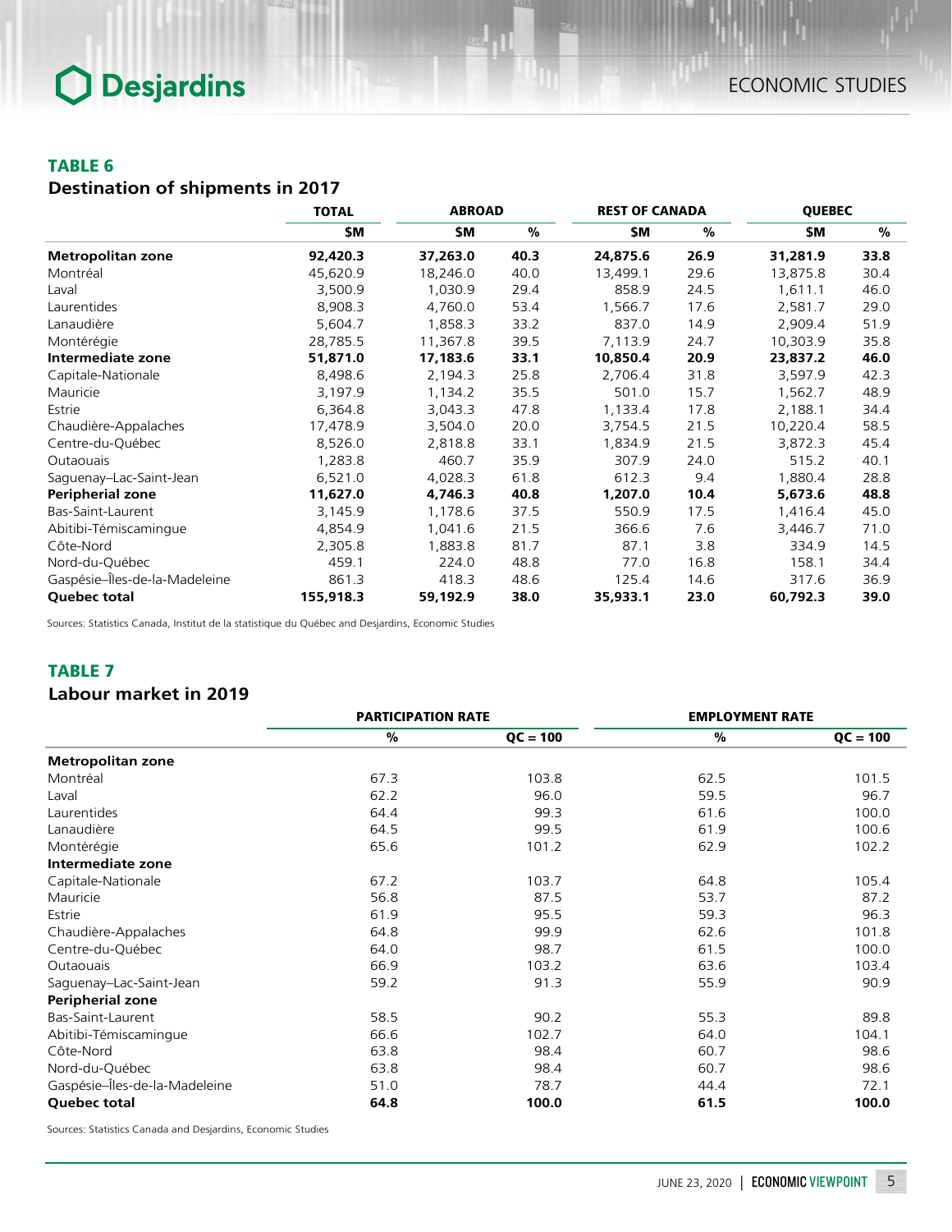## TABLE 6

### Destination of shipments in 2017

| | TOTAL | ABROAD | | REST OF CANADA | | QUEBEC | |
|---|---|---|---|---|---|---|---|
| | $M | $M | % | $M | % | $M | % |
| **Metropolitan zone** | **92,420.3** | **37,263.0** | **40.3** | **24,875.6** | **26.9** | **31,281.9** | **33.8** |
| Montréal | 45,620.9 | 18,246.0 | 40.0 | 13,499.1 | 29.6 | 13,875.8 | 30.4 |
| Laval | 3,500.9 | 1,030.9 | 29.4 | 858.9 | 24.5 | 1,611.1 | 46.0 |
| Laurentides | 8,908.3 | 4,760.0 | 53.4 | 1,566.7 | 17.6 | 2,581.7 | 29.0 |
| Lanaudière | 5,604.7 | 1,858.3 | 33.2 | 837.0 | 14.9 | 2,909.4 | 51.9 |
| Montérégie | 28,785.5 | 11,367.8 | 39.5 | 7,113.9 | 24.7 | 10,303.9 | 35.8 |
| **Intermediate zone** | **51,871.0** | **17,183.6** | **33.1** | **10,850.4** | **20.9** | **23,837.2** | **46.0** |
| Capitale-Nationale | 8,498.6 | 2,194.3 | 25.8 | 2,706.4 | 31.8 | 3,597.9 | 42.3 |
| Mauricie | 3,197.9 | 1,134.2 | 35.5 | 501.0 | 15.7 | 1,562.7 | 48.9 |
| Estrie | 6,364.8 | 3,043.3 | 47.8 | 1,133.4 | 17.8 | 2,188.1 | 34.4 |
| Chaudière-Appalaches | 17,478.9 | 3,504.0 | 20.0 | 3,754.5 | 21.5 | 10,220.4 | 58.5 |
| Centre-du-Québec | 8,526.0 | 2,818.8 | 33.1 | 1,834.9 | 21.5 | 3,872.3 | 45.4 |
| Outaouais | 1,283.8 | 460.7 | 35.9 | 307.9 | 24.0 | 515.2 | 40.1 |
| Saguenay–Lac-Saint-Jean | 6,521.0 | 4,028.3 | 61.8 | 612.3 | 9.4 | 1,880.4 | 28.8 |
| **Peripherial zone** | **11,627.0** | **4,746.3** | **40.8** | **1,207.0** | **10.4** | **5,673.6** | **48.8** |
| Bas-Saint-Laurent | 3,145.9 | 1,178.6 | 37.5 | 550.9 | 17.5 | 1,416.4 | 45.0 |
| Abitibi-Témiscamingue | 4,854.9 | 1,041.6 | 21.5 | 366.6 | 7.6 | 3,446.7 | 71.0 |
| Côte-Nord | 2,305.8 | 1,883.8 | 81.7 | 87.1 | 3.8 | 334.9 | 14.5 |
| Nord-du-Québec | 459.1 | 224.0 | 48.8 | 77.0 | 16.8 | 158.1 | 34.4 |
| Gaspésie–Îles-de-la-Madeleine | 861.3 | 418.3 | 48.6 | 125.4 | 14.6 | 317.6 | 36.9 |
| **Quebec total** | **155,918.3** | **59,192.9** | **38.0** | **35,933.1** | **23.0** | **60,792.3** | **39.0** |

Sources: Statistics Canada, Institut de la statistique du Québec and Desjardins, Economic Studies

## TABLE 7

### Labour market in 2019

| | PARTICIPATION RATE | | EMPLOYMENT RATE | |
|---|---|---|---|---|
| | % | QC = 100 | % | QC = 100 |
| **Metropolitan zone** | | | | |
| Montréal | 67.3 | 103.8 | 62.5 | 101.5 |
| Laval | 62.2 | 96.0 | 59.5 | 96.7 |
| Laurentides | 64.4 | 99.3 | 61.6 | 100.0 |
| Lanaudière | 64.5 | 99.5 | 61.9 | 100.6 |
| Montérégie | 65.6 | 101.2 | 62.9 | 102.2 |
| **Intermediate zone** | | | | |
| Capitale-Nationale | 67.2 | 103.7 | 64.8 | 105.4 |
| Mauricie | 56.8 | 87.5 | 53.7 | 87.2 |
| Estrie | 61.9 | 95.5 | 59.3 | 96.3 |
| Chaudière-Appalaches | 64.8 | 99.9 | 62.6 | 101.8 |
| Centre-du-Québec | 64.0 | 98.7 | 61.5 | 100.0 |
| Outaouais | 66.9 | 103.2 | 63.6 | 103.4 |
| Saguenay–Lac-Saint-Jean | 59.2 | 91.3 | 55.9 | 90.9 |
| **Peripherial zone** | | | | |
| Bas-Saint-Laurent | 58.5 | 90.2 | 55.3 | 89.8 |
| Abitibi-Témiscamingue | 66.6 | 102.7 | 64.0 | 104.1 |
| Côte-Nord | 63.8 | 98.4 | 60.7 | 98.6 |
| Nord-du-Québec | 63.8 | 98.4 | 60.7 | 98.6 |
| Gaspésie–Îles-de-la-Madeleine | 51.0 | 78.7 | 44.4 | 72.1 |
| **Quebec total** | **64.8** | **100.0** | **61.5** | **100.0** |

Sources: Statistics Canada and Desjardins, Economic Studies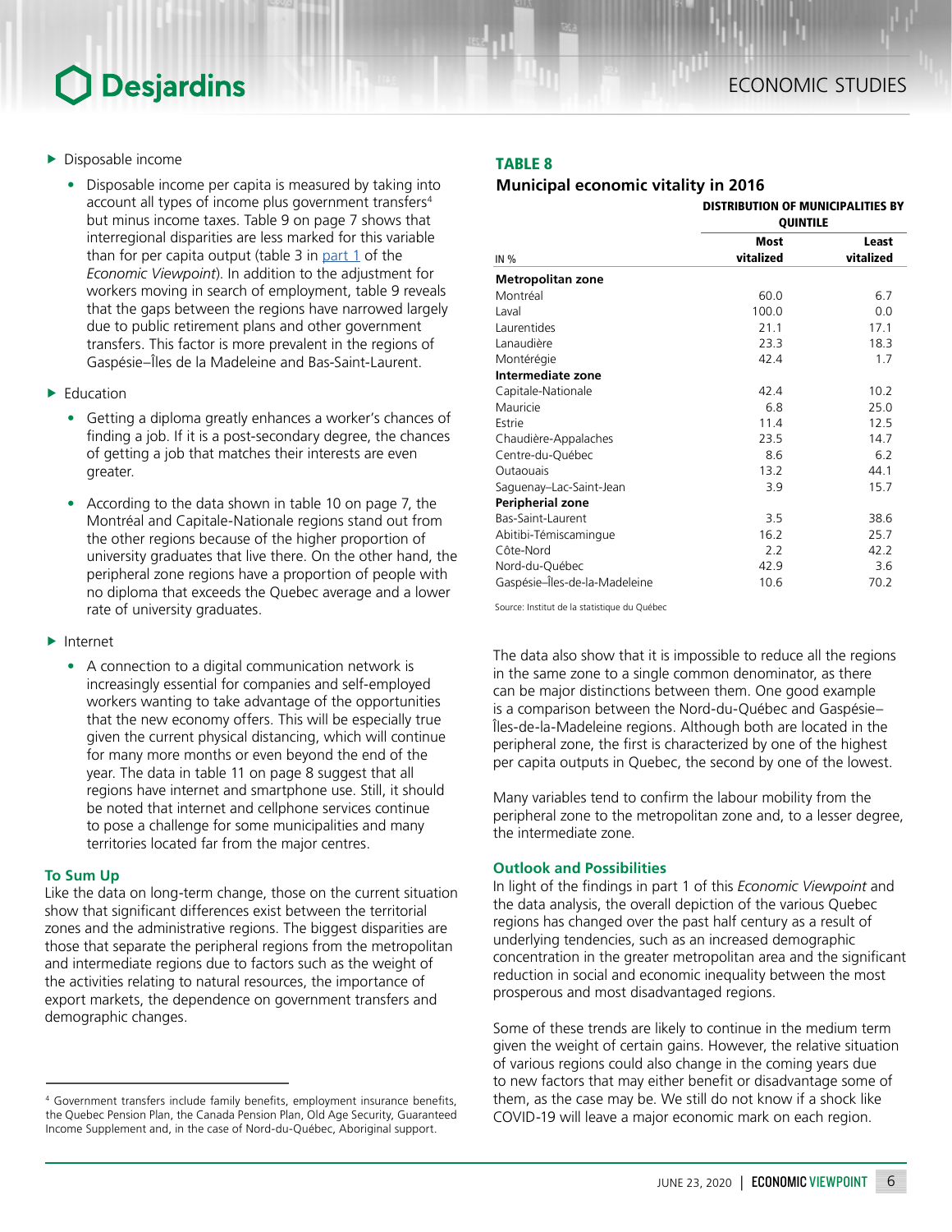- Disposable income
  - Disposable income per capita is measured by taking into account all types of income plus government transfers[4] but minus income taxes. Table 9 on page 7 shows that interregional disparities are less marked for this variable than for per capita output (table 3 in part 1 of the *Economic Viewpoint*). In addition to the adjustment for workers moving in search of employment, table 9 reveals that the gaps between the regions have narrowed largely due to public retirement plans and other government transfers. This factor is more prevalent in the regions of Gaspésie–Îles de la Madeleine and Bas-Saint-Laurent.
- Education
  - Getting a diploma greatly enhances a worker's chances of finding a job. If it is a post-secondary degree, the chances of getting a job that matches their interests are even greater.
  - According to the data shown in table 10 on page 7, the Montréal and Capitale-Nationale regions stand out from the other regions because of the higher proportion of university graduates that live there. On the other hand, the peripheral zone regions have a proportion of people with no diploma that exceeds the Quebec average and a lower rate of university graduates.
- Internet
  - A connection to a digital communication network is increasingly essential for companies and self-employed workers wanting to take advantage of the opportunities that the new economy offers. This will be especially true given the current physical distancing, which will continue for many more months or even beyond the end of the year. The data in table 11 on page 8 suggest that all regions have internet and smartphone use. Still, it should be noted that internet and cellphone services continue to pose a challenge for some municipalities and many territories located far from the major centres.

### To Sum Up

Like the data on long-term change, those on the current situation show that significant differences exist between the territorial zones and the administrative regions. The biggest disparities are those that separate the peripheral regions from the metropolitan and intermediate regions due to factors such as the weight of the activities relating to natural resources, the importance of export markets, the dependence on government transfers and demographic changes.

**TABLE 8**
**Municipal economic vitality in 2016**

| IN % | DISTRIBUTION OF MUNICIPALITIES BY QUINTILE | |
|---|---|---|
| | Most vitalized | Least vitalized |
| **Metropolitan zone** | | |
| Montréal | 60.0 | 6.7 |
| Laval | 100.0 | 0.0 |
| Laurentides | 21.1 | 17.1 |
| Lanaudière | 23.3 | 18.3 |
| Montérégie | 42.4 | 1.7 |
| **Intermediate zone** | | |
| Capitale-Nationale | 42.4 | 10.2 |
| Mauricie | 6.8 | 25.0 |
| Estrie | 11.4 | 12.5 |
| Chaudière-Appalaches | 23.5 | 14.7 |
| Centre-du-Québec | 8.6 | 6.2 |
| Outaouais | 13.2 | 44.1 |
| Saguenay–Lac-Saint-Jean | 3.9 | 15.7 |
| **Peripherial zone** | | |
| Bas-Saint-Laurent | 3.5 | 38.6 |
| Abitibi-Témiscamingue | 16.2 | 25.7 |
| Côte-Nord | 2.2 | 42.2 |
| Nord-du-Québec | 42.9 | 3.6 |
| Gaspésie–Îles-de-la-Madeleine | 10.6 | 70.2 |

Source: Institut de la statistique du Québec

The data also show that it is impossible to reduce all the regions in the same zone to a single common denominator, as there can be major distinctions between them. One good example is a comparison between the Nord-du-Québec and Gaspésie–Îles-de-la-Madeleine regions. Although both are located in the peripheral zone, the first is characterized by one of the highest per capita outputs in Quebec, the second by one of the lowest.

Many variables tend to confirm the labour mobility from the peripheral zone to the metropolitan zone and, to a lesser degree, the intermediate zone.

### Outlook and Possibilities

In light of the findings in part 1 of this *Economic Viewpoint* and the data analysis, the overall depiction of the various Quebec regions has changed over the past half century as a result of underlying tendencies, such as an increased demographic concentration in the greater metropolitan area and the significant reduction in social and economic inequality between the most prosperous and most disadvantaged regions.

Some of these trends are likely to continue in the medium term given the weight of certain gains. However, the relative situation of various regions could also change in the coming years due to new factors that may either benefit or disadvantage some of them, as the case may be. We still do not know if a shock like COVID-19 will leave a major economic mark on each region.

[4] Government transfers include family benefits, employment insurance benefits, the Quebec Pension Plan, the Canada Pension Plan, Old Age Security, Guaranteed Income Supplement and, in the case of Nord-du-Québec, Aboriginal support.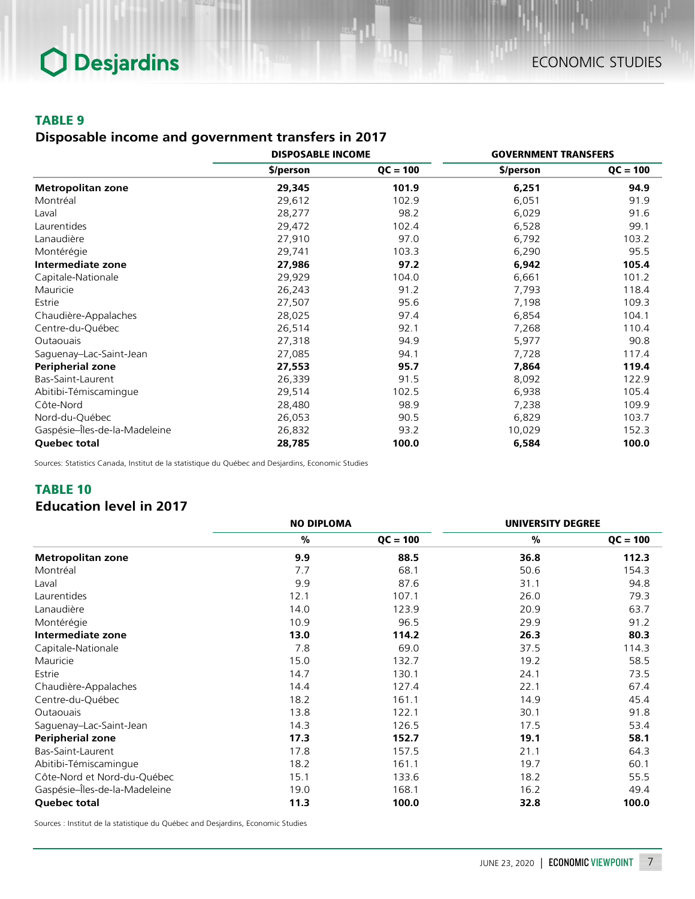### TABLE 9

**Disposable income and government transfers in 2017**

| | DISPOSABLE INCOME | | GOVERNMENT TRANSFERS | |
|---|---|---|---|---|
| | $/person | QC = 100 | $/person | QC = 100 |
| **Metropolitan zone** | **29,345** | **101.9** | **6,251** | **94.9** |
| Montréal | 29,612 | 102.9 | 6,051 | 91.9 |
| Laval | 28,277 | 98.2 | 6,029 | 91.6 |
| Laurentides | 29,472 | 102.4 | 6,528 | 99.1 |
| Lanaudière | 27,910 | 97.0 | 6,792 | 103.2 |
| Montérégie | 29,741 | 103.3 | 6,290 | 95.5 |
| **Intermediate zone** | **27,986** | **97.2** | **6,942** | **105.4** |
| Capitale-Nationale | 29,929 | 104.0 | 6,661 | 101.2 |
| Mauricie | 26,243 | 91.2 | 7,793 | 118.4 |
| Estrie | 27,507 | 95.6 | 7,198 | 109.3 |
| Chaudière-Appalaches | 28,025 | 97.4 | 6,854 | 104.1 |
| Centre-du-Québec | 26,514 | 92.1 | 7,268 | 110.4 |
| Outaouais | 27,318 | 94.9 | 5,977 | 90.8 |
| Saguenay–Lac-Saint-Jean | 27,085 | 94.1 | 7,728 | 117.4 |
| **Peripherial zone** | **27,553** | **95.7** | **7,864** | **119.4** |
| Bas-Saint-Laurent | 26,339 | 91.5 | 8,092 | 122.9 |
| Abitibi-Témiscamingue | 29,514 | 102.5 | 6,938 | 105.4 |
| Côte-Nord | 28,480 | 98.9 | 7,238 | 109.9 |
| Nord-du-Québec | 26,053 | 90.5 | 6,829 | 103.7 |
| Gaspésie–Îles-de-la-Madeleine | 26,832 | 93.2 | 10,029 | 152.3 |
| **Quebec total** | **28,785** | **100.0** | **6,584** | **100.0** |

Sources: Statistics Canada, Institut de la statistique du Québec and Desjardins, Economic Studies

### TABLE 10

**Education level in 2017**

| | NO DIPLOMA | | UNIVERSITY DEGREE | |
|---|---|---|---|---|
| | % | QC = 100 | % | QC = 100 |
| **Metropolitan zone** | **9.9** | **88.5** | **36.8** | **112.3** |
| Montréal | 7.7 | 68.1 | 50.6 | 154.3 |
| Laval | 9.9 | 87.6 | 31.1 | 94.8 |
| Laurentides | 12.1 | 107.1 | 26.0 | 79.3 |
| Lanaudière | 14.0 | 123.9 | 20.9 | 63.7 |
| Montérégie | 10.9 | 96.5 | 29.9 | 91.2 |
| **Intermediate zone** | **13.0** | **114.2** | **26.3** | **80.3** |
| Capitale-Nationale | 7.8 | 69.0 | 37.5 | 114.3 |
| Mauricie | 15.0 | 132.7 | 19.2 | 58.5 |
| Estrie | 14.7 | 130.1 | 24.1 | 73.5 |
| Chaudière-Appalaches | 14.4 | 127.4 | 22.1 | 67.4 |
| Centre-du-Québec | 18.2 | 161.1 | 14.9 | 45.4 |
| Outaouais | 13.8 | 122.1 | 30.1 | 91.8 |
| Saguenay–Lac-Saint-Jean | 14.3 | 126.5 | 17.5 | 53.4 |
| **Peripherial zone** | **17.3** | **152.7** | **19.1** | **58.1** |
| Bas-Saint-Laurent | 17.8 | 157.5 | 21.1 | 64.3 |
| Abitibi-Témiscamingue | 18.2 | 161.1 | 19.7 | 60.1 |
| Côte-Nord et Nord-du-Québec | 15.1 | 133.6 | 18.2 | 55.5 |
| Gaspésie–Îles-de-la-Madeleine | 19.0 | 168.1 | 16.2 | 49.4 |
| **Quebec total** | **11.3** | **100.0** | **32.8** | **100.0** |

Sources : Institut de la statistique du Québec and Desjardins, Economic Studies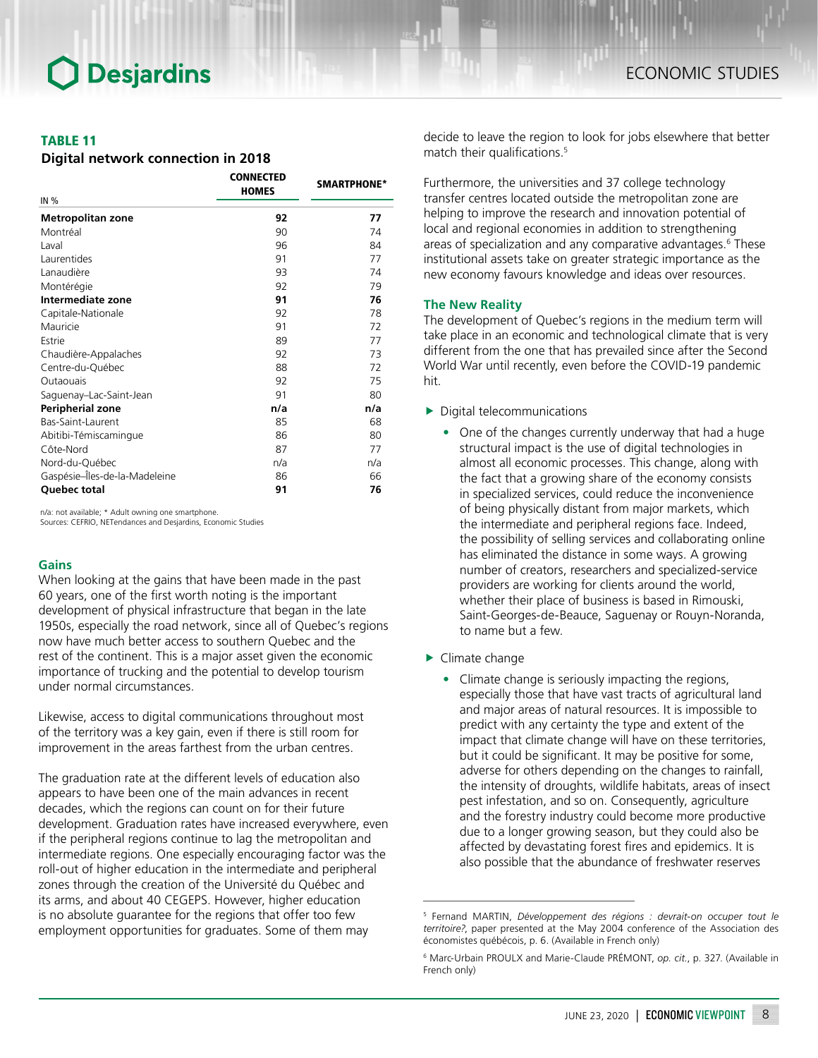**TABLE 11**

**Digital network connection in 2018**

| IN % | CONNECTED HOMES | SMARTPHONE* |
|---|---|---|
| **Metropolitan zone** | **92** | **77** |
| Montréal | 90 | 74 |
| Laval | 96 | 84 |
| Laurentides | 91 | 77 |
| Lanaudière | 93 | 74 |
| Montérégie | 92 | 79 |
| **Intermediate zone** | **91** | **76** |
| Capitale-Nationale | 92 | 78 |
| Mauricie | 91 | 72 |
| Estrie | 89 | 77 |
| Chaudière-Appalaches | 92 | 73 |
| Centre-du-Québec | 88 | 72 |
| Outaouais | 92 | 75 |
| Saguenay–Lac-Saint-Jean | 91 | 80 |
| **Peripherial zone** | **n/a** | **n/a** |
| Bas-Saint-Laurent | 85 | 68 |
| Abitibi-Témiscamingue | 86 | 80 |
| Côte-Nord | 87 | 77 |
| Nord-du-Québec | n/a | n/a |
| Gaspésie–Îles-de-la-Madeleine | 86 | 66 |
| **Quebec total** | **91** | **76** |

n/a: not available; * Adult owning one smartphone.
Sources: CEFRIO, NETendances and Desjardins, Economic Studies

### Gains

When looking at the gains that have been made in the past 60 years, one of the first worth noting is the important development of physical infrastructure that began in the late 1950s, especially the road network, since all of Quebec's regions now have much better access to southern Quebec and the rest of the continent. This is a major asset given the economic importance of trucking and the potential to develop tourism under normal circumstances.

Likewise, access to digital communications throughout most of the territory was a key gain, even if there is still room for improvement in the areas farthest from the urban centres.

The graduation rate at the different levels of education also appears to have been one of the main advances in recent decades, which the regions can count on for their future development. Graduation rates have increased everywhere, even if the peripheral regions continue to lag the metropolitan and intermediate regions. One especially encouraging factor was the roll-out of higher education in the intermediate and peripheral zones through the creation of the Université du Québec and its arms, and about 40 CEGEPS. However, higher education is no absolute guarantee for the regions that offer too few employment opportunities for graduates. Some of them may decide to leave the region to look for jobs elsewhere that better match their qualifications.[5]

Furthermore, the universities and 37 college technology transfer centres located outside the metropolitan zone are helping to improve the research and innovation potential of local and regional economies in addition to strengthening areas of specialization and any comparative advantages.[6] These institutional assets take on greater strategic importance as the new economy favours knowledge and ideas over resources.

### The New Reality

The development of Quebec's regions in the medium term will take place in an economic and technological climate that is very different from the one that has prevailed since after the Second World War until recently, even before the COVID-19 pandemic hit.

- Digital telecommunications
  - One of the changes currently underway that had a huge structural impact is the use of digital technologies in almost all economic processes. This change, along with the fact that a growing share of the economy consists in specialized services, could reduce the inconvenience of being physically distant from major markets, which the intermediate and peripheral regions face. Indeed, the possibility of selling services and collaborating online has eliminated the distance in some ways. A growing number of creators, researchers and specialized-service providers are working for clients around the world, whether their place of business is based in Rimouski, Saint-Georges-de-Beauce, Saguenay or Rouyn-Noranda, to name but a few.
- Climate change
  - Climate change is seriously impacting the regions, especially those that have vast tracts of agricultural land and major areas of natural resources. It is impossible to predict with any certainty the type and extent of the impact that climate change will have on these territories, but it could be significant. It may be positive for some, adverse for others depending on the changes to rainfall, the intensity of droughts, wildlife habitats, areas of insect pest infestation, and so on. Consequently, agriculture and the forestry industry could become more productive due to a longer growing season, but they could also be affected by devastating forest fires and epidemics. It is also possible that the abundance of freshwater reserves

---

[5] Fernand MARTIN, *Développement des régions : devrait-on occuper tout le territoire?*, paper presented at the May 2004 conference of the Association des économistes québécois, p. 6. (Available in French only)

[6] Marc-Urbain PROULX and Marie-Claude PRÉMONT, *op. cit.*, p. 327. (Available in French only)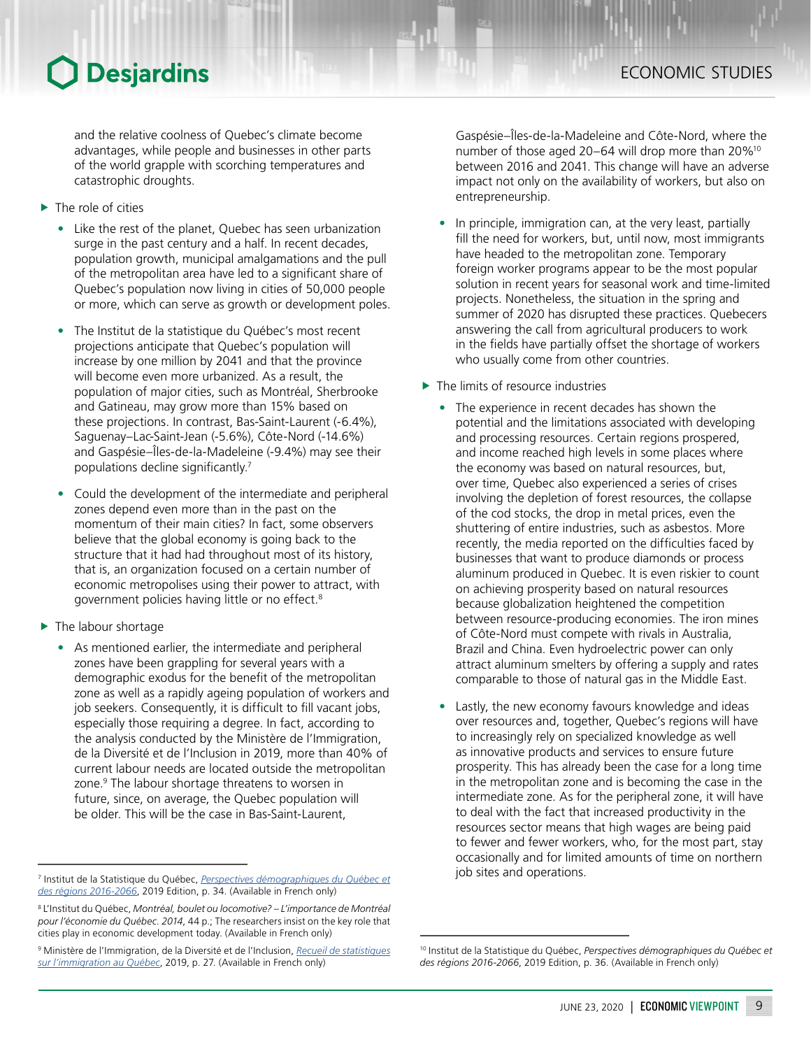and the relative coolness of Quebec's climate become advantages, while people and businesses in other parts of the world grapple with scorching temperatures and catastrophic droughts.

- The role of cities
  - Like the rest of the planet, Quebec has seen urbanization surge in the past century and a half. In recent decades, population growth, municipal amalgamations and the pull of the metropolitan area have led to a significant share of Quebec's population now living in cities of 50,000 people or more, which can serve as growth or development poles.
  - The Institut de la statistique du Québec's most recent projections anticipate that Quebec's population will increase by one million by 2041 and that the province will become even more urbanized. As a result, the population of major cities, such as Montréal, Sherbrooke and Gatineau, may grow more than 15% based on these projections. In contrast, Bas-Saint-Laurent (-6.4%), Saguenay–Lac-Saint-Jean (-5.6%), Côte-Nord (-14.6%) and Gaspésie–Îles-de-la-Madeleine (-9.4%) may see their populations decline significantly.[7]
  - Could the development of the intermediate and peripheral zones depend even more than in the past on the momentum of their main cities? In fact, some observers believe that the global economy is going back to the structure that it had had throughout most of its history, that is, an organization focused on a certain number of economic metropolises using their power to attract, with government policies having little or no effect.[8]
- The labour shortage
  - As mentioned earlier, the intermediate and peripheral zones have been grappling for several years with a demographic exodus for the benefit of the metropolitan zone as well as a rapidly ageing population of workers and job seekers. Consequently, it is difficult to fill vacant jobs, especially those requiring a degree. In fact, according to the analysis conducted by the Ministère de l'Immigration, de la Diversité et de l'Inclusion in 2019, more than 40% of current labour needs are located outside the metropolitan zone.[9] The labour shortage threatens to worsen in future, since, on average, the Quebec population will be older. This will be the case in Bas-Saint-Laurent, Gaspésie–Îles-de-la-Madeleine and Côte-Nord, where the number of those aged 20–64 will drop more than 20%[10] between 2016 and 2041. This change will have an adverse impact not only on the availability of workers, but also on entrepreneurship.
  - In principle, immigration can, at the very least, partially fill the need for workers, but, until now, most immigrants have headed to the metropolitan zone. Temporary foreign worker programs appear to be the most popular solution in recent years for seasonal work and time-limited projects. Nonetheless, the situation in the spring and summer of 2020 has disrupted these practices. Quebecers answering the call from agricultural producers to work in the fields have partially offset the shortage of workers who usually come from other countries.
- The limits of resource industries
  - The experience in recent decades has shown the potential and the limitations associated with developing and processing resources. Certain regions prospered, and income reached high levels in some places where the economy was based on natural resources, but, over time, Quebec also experienced a series of crises involving the depletion of forest resources, the collapse of the cod stocks, the drop in metal prices, even the shuttering of entire industries, such as asbestos. More recently, the media reported on the difficulties faced by businesses that want to produce diamonds or process aluminum produced in Quebec. It is even riskier to count on achieving prosperity based on natural resources because globalization heightened the competition between resource-producing economies. The iron mines of Côte-Nord must compete with rivals in Australia, Brazil and China. Even hydroelectric power can only attract aluminum smelters by offering a supply and rates comparable to those of natural gas in the Middle East.
  - Lastly, the new economy favours knowledge and ideas over resources and, together, Quebec's regions will have to increasingly rely on specialized knowledge as well as innovative products and services to ensure future prosperity. This has already been the case for a long time in the metropolitan zone and is becoming the case in the intermediate zone. As for the peripheral zone, it will have to deal with the fact that increased productivity in the resources sector means that high wages are being paid to fewer and fewer workers, who, for the most part, stay occasionally and for limited amounts of time on northern job sites and operations.

---

[7] Institut de la Statistique du Québec, *Perspectives démographiques du Québec et des régions 2016-2066*, 2019 Edition, p. 34. (Available in French only)

[8] L'Institut du Québec, *Montréal, boulet ou locomotive? – L'importance de Montréal pour l'économie du Québec*. *2014*, 44 p.; The researchers insist on the key role that cities play in economic development today. (Available in French only)

[9] Ministère de l'Immigration, de la Diversité et de l'Inclusion, *Recueil de statistiques sur l'immigration au Québec*, 2019, p. 27. (Available in French only)

[10] Institut de la Statistique du Québec, *Perspectives démographiques du Québec et des régions 2016-2066*, 2019 Edition, p. 36. (Available in French only)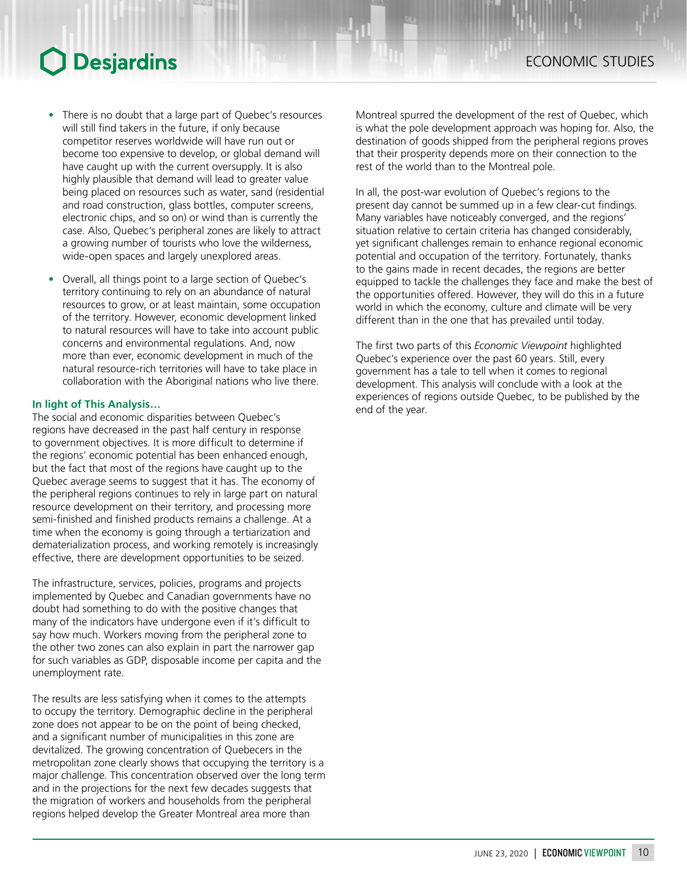- There is no doubt that a large part of Quebec's resources will still find takers in the future, if only because competitor reserves worldwide will have run out or become too expensive to develop, or global demand will have caught up with the current oversupply. It is also highly plausible that demand will lead to greater value being placed on resources such as water, sand (residential and road construction, glass bottles, computer screens, electronic chips, and so on) or wind than is currently the case. Also, Quebec's peripheral zones are likely to attract a growing number of tourists who love the wilderness, wide-open spaces and largely unexplored areas.
- Overall, all things point to a large section of Quebec's territory continuing to rely on an abundance of natural resources to grow, or at least maintain, some occupation of the territory. However, economic development linked to natural resources will have to take into account public concerns and environmental regulations. And, now more than ever, economic development in much of the natural resource-rich territories will have to take place in collaboration with the Aboriginal nations who live there.

### In light of This Analysis…

The social and economic disparities between Quebec's regions have decreased in the past half century in response to government objectives. It is more difficult to determine if the regions' economic potential has been enhanced enough, but the fact that most of the regions have caught up to the Quebec average seems to suggest that it has. The economy of the peripheral regions continues to rely in large part on natural resource development on their territory, and processing more semi-finished and finished products remains a challenge. At a time when the economy is going through a tertiarization and dematerialization process, and working remotely is increasingly effective, there are development opportunities to be seized.

The infrastructure, services, policies, programs and projects implemented by Quebec and Canadian governments have no doubt had something to do with the positive changes that many of the indicators have undergone even if it's difficult to say how much. Workers moving from the peripheral zone to the other two zones can also explain in part the narrower gap for such variables as GDP, disposable income per capita and the unemployment rate.

The results are less satisfying when it comes to the attempts to occupy the territory. Demographic decline in the peripheral zone does not appear to be on the point of being checked, and a significant number of municipalities in this zone are devitalized. The growing concentration of Quebecers in the metropolitan zone clearly shows that occupying the territory is a major challenge. This concentration observed over the long term and in the projections for the next few decades suggests that the migration of workers and households from the peripheral regions helped develop the Greater Montreal area more than Montreal spurred the development of the rest of Quebec, which is what the pole development approach was hoping for. Also, the destination of goods shipped from the peripheral regions proves that their prosperity depends more on their connection to the rest of the world than to the Montreal pole.

In all, the post-war evolution of Quebec's regions to the present day cannot be summed up in a few clear-cut findings. Many variables have noticeably converged, and the regions' situation relative to certain criteria has changed considerably, yet significant challenges remain to enhance regional economic potential and occupation of the territory. Fortunately, thanks to the gains made in recent decades, the regions are better equipped to tackle the challenges they face and make the best of the opportunities offered. However, they will do this in a future world in which the economy, culture and climate will be very different than in the one that has prevailed until today.

The first two parts of this *Economic Viewpoint* highlighted Quebec's experience over the past 60 years. Still, every government has a tale to tell when it comes to regional development. This analysis will conclude with a look at the experiences of regions outside Quebec, to be published by the end of the year.